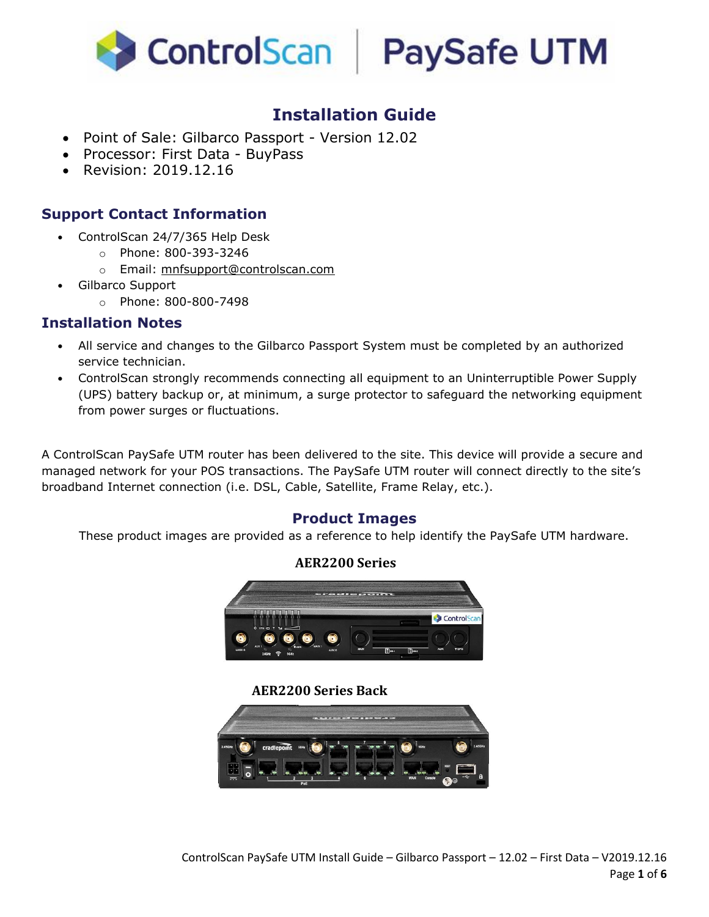# Installation Guide

- Point of Sale: Gilbarco Passport - Version 12.02
- Processor: First Data - BuyPass
- Revision: 2019.12.16

## Support Contact Information

- ControlScan 24/7/365 Help Desk
  - Phone: 800-393-3246
  - Email: mnfsupport@controlscan.com
- Gilbarco Support
  - Phone: 800-800-7498

## Installation Notes

- All service and changes to the Gilbarco Passport System must be completed by an authorized service technician.
- ControlScan strongly recommends connecting all equipment to an Uninterruptible Power Supply (UPS) battery backup or, at minimum, a surge protector to safeguard the networking equipment from power surges or fluctuations.

A ControlScan PaySafe UTM router has been delivered to the site. This device will provide a secure and managed network for your POS transactions. The PaySafe UTM router will connect directly to the site's broadband Internet connection (i.e. DSL, Cable, Satellite, Frame Relay, etc.).

## Product Images

These product images are provided as a reference to help identify the PaySafe UTM hardware.

**AER2200 Series**

**AER2200 Series Back**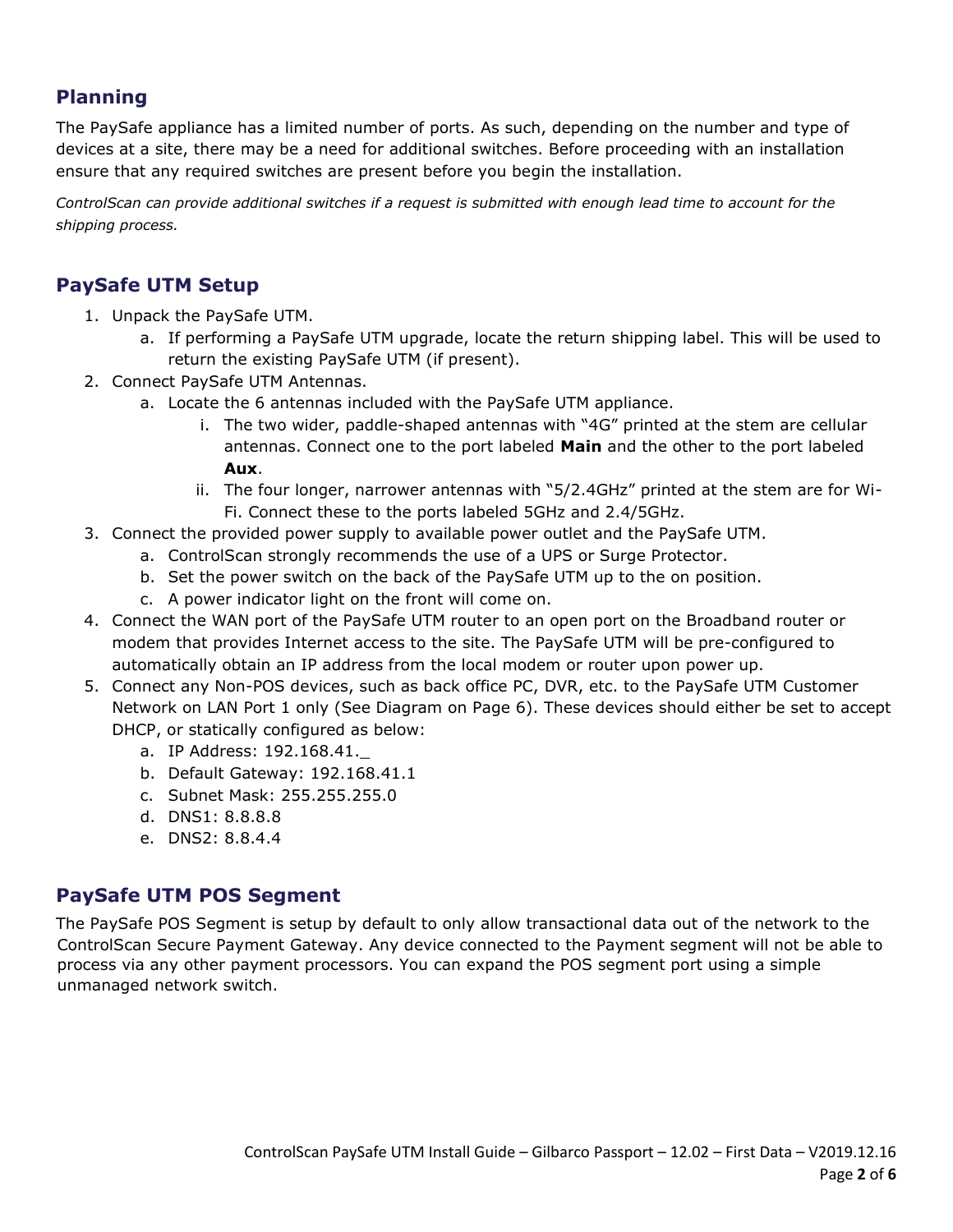## Planning

The PaySafe appliance has a limited number of ports. As such, depending on the number and type of devices at a site, there may be a need for additional switches. Before proceeding with an installation ensure that any required switches are present before you begin the installation.

*ControlScan can provide additional switches if a request is submitted with enough lead time to account for the shipping process.*

## PaySafe UTM Setup

1. Unpack the PaySafe UTM.
    a. If performing a PaySafe UTM upgrade, locate the return shipping label. This will be used to return the existing PaySafe UTM (if present).
2. Connect PaySafe UTM Antennas.
    a. Locate the 6 antennas included with the PaySafe UTM appliance.
        i. The two wider, paddle-shaped antennas with "4G" printed at the stem are cellular antennas. Connect one to the port labeled **Main** and the other to the port labeled **Aux**.
        ii. The four longer, narrower antennas with "5/2.4GHz" printed at the stem are for Wi-Fi. Connect these to the ports labeled 5GHz and 2.4/5GHz.
3. Connect the provided power supply to available power outlet and the PaySafe UTM.
    a. ControlScan strongly recommends the use of a UPS or Surge Protector.
    b. Set the power switch on the back of the PaySafe UTM up to the on position.
    c. A power indicator light on the front will come on.
4. Connect the WAN port of the PaySafe UTM router to an open port on the Broadband router or modem that provides Internet access to the site. The PaySafe UTM will be pre-configured to automatically obtain an IP address from the local modem or router upon power up.
5. Connect any Non-POS devices, such as back office PC, DVR, etc. to the PaySafe UTM Customer Network on LAN Port 1 only (See Diagram on Page 6). These devices should either be set to accept DHCP, or statically configured as below:
    a. IP Address: 192.168.41._
    b. Default Gateway: 192.168.41.1
    c. Subnet Mask: 255.255.255.0
    d. DNS1: 8.8.8.8
    e. DNS2: 8.8.4.4

## PaySafe UTM POS Segment

The PaySafe POS Segment is setup by default to only allow transactional data out of the network to the ControlScan Secure Payment Gateway. Any device connected to the Payment segment will not be able to process via any other payment processors. You can expand the POS segment port using a simple unmanaged network switch.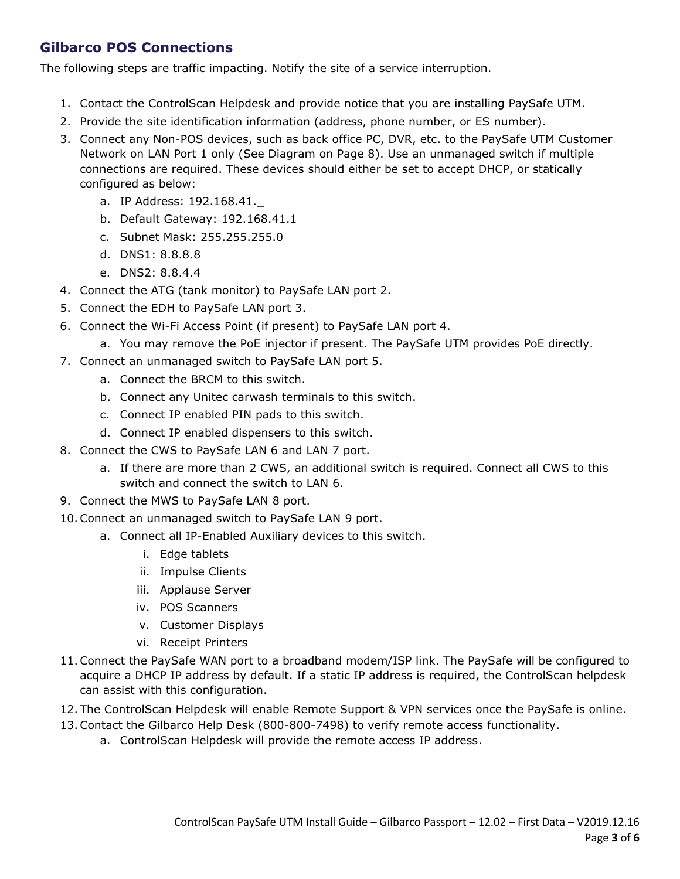## Gilbarco POS Connections

The following steps are traffic impacting. Notify the site of a service interruption.

1. Contact the ControlScan Helpdesk and provide notice that you are installing PaySafe UTM.
2. Provide the site identification information (address, phone number, or ES number).
3. Connect any Non-POS devices, such as back office PC, DVR, etc. to the PaySafe UTM Customer Network on LAN Port 1 only (See Diagram on Page 8). Use an unmanaged switch if multiple connections are required. These devices should either be set to accept DHCP, or statically configured as below:
    a. IP Address: 192.168.41._
    b. Default Gateway: 192.168.41.1
    c. Subnet Mask: 255.255.255.0
    d. DNS1: 8.8.8.8
    e. DNS2: 8.8.4.4
4. Connect the ATG (tank monitor) to PaySafe LAN port 2.
5. Connect the EDH to PaySafe LAN port 3.
6. Connect the Wi-Fi Access Point (if present) to PaySafe LAN port 4.
    a. You may remove the PoE injector if present. The PaySafe UTM provides PoE directly.
7. Connect an unmanaged switch to PaySafe LAN port 5.
    a. Connect the BRCM to this switch.
    b. Connect any Unitec carwash terminals to this switch.
    c. Connect IP enabled PIN pads to this switch.
    d. Connect IP enabled dispensers to this switch.
8. Connect the CWS to PaySafe LAN 6 and LAN 7 port.
    a. If there are more than 2 CWS, an additional switch is required. Connect all CWS to this switch and connect the switch to LAN 6.
9. Connect the MWS to PaySafe LAN 8 port.
10. Connect an unmanaged switch to PaySafe LAN 9 port.
    a. Connect all IP-Enabled Auxiliary devices to this switch.
        i. Edge tablets
        ii. Impulse Clients
        iii. Applause Server
        iv. POS Scanners
        v. Customer Displays
        vi. Receipt Printers
11. Connect the PaySafe WAN port to a broadband modem/ISP link. The PaySafe will be configured to acquire a DHCP IP address by default. If a static IP address is required, the ControlScan helpdesk can assist with this configuration.
12. The ControlScan Helpdesk will enable Remote Support & VPN services once the PaySafe is online.
13. Contact the Gilbarco Help Desk (800-800-7498) to verify remote access functionality.
    a. ControlScan Helpdesk will provide the remote access IP address.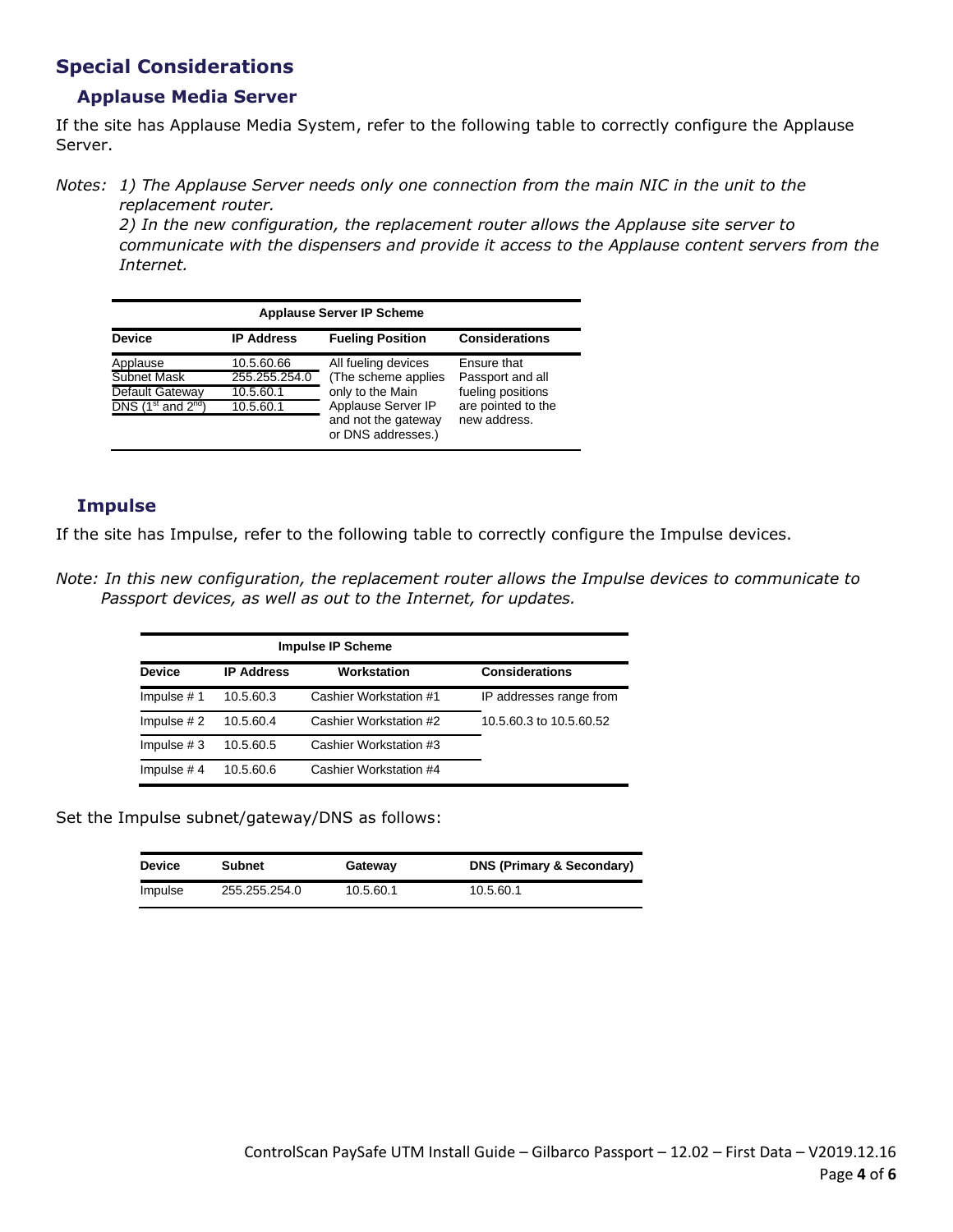## Special Considerations

### Applause Media Server

If the site has Applause Media System, refer to the following table to correctly configure the Applause Server.

*Notes: 1) The Applause Server needs only one connection from the main NIC in the unit to the replacement router.*
*2) In the new configuration, the replacement router allows the Applause site server to communicate with the dispensers and provide it access to the Applause content servers from the Internet.*

**Applause Server IP Scheme**

| Device | IP Address | Fueling Position | Considerations |
|---|---|---|---|
| Applause | 10.5.60.66 | All fueling devices (The scheme applies only to the Main Applause Server IP and not the gateway or DNS addresses.) | Ensure that Passport and all fueling positions are pointed to the new address. |
| Subnet Mask | 255.255.254.0 | | |
| Default Gateway | 10.5.60.1 | | |
| DNS (1st and 2nd) | 10.5.60.1 | | |

### Impulse

If the site has Impulse, refer to the following table to correctly configure the Impulse devices.

*Note: In this new configuration, the replacement router allows the Impulse devices to communicate to Passport devices, as well as out to the Internet, for updates.*

**Impulse IP Scheme**

| Device | IP Address | Workstation | Considerations |
|---|---|---|---|
| Impulse # 1 | 10.5.60.3 | Cashier Workstation #1 | IP addresses range from 10.5.60.3 to 10.5.60.52 |
| Impulse # 2 | 10.5.60.4 | Cashier Workstation #2 | |
| Impulse # 3 | 10.5.60.5 | Cashier Workstation #3 | |
| Impulse # 4 | 10.5.60.6 | Cashier Workstation #4 | |

Set the Impulse subnet/gateway/DNS as follows:

| Device | Subnet | Gateway | DNS (Primary & Secondary) |
|---|---|---|---|
| Impulse | 255.255.254.0 | 10.5.60.1 | 10.5.60.1 |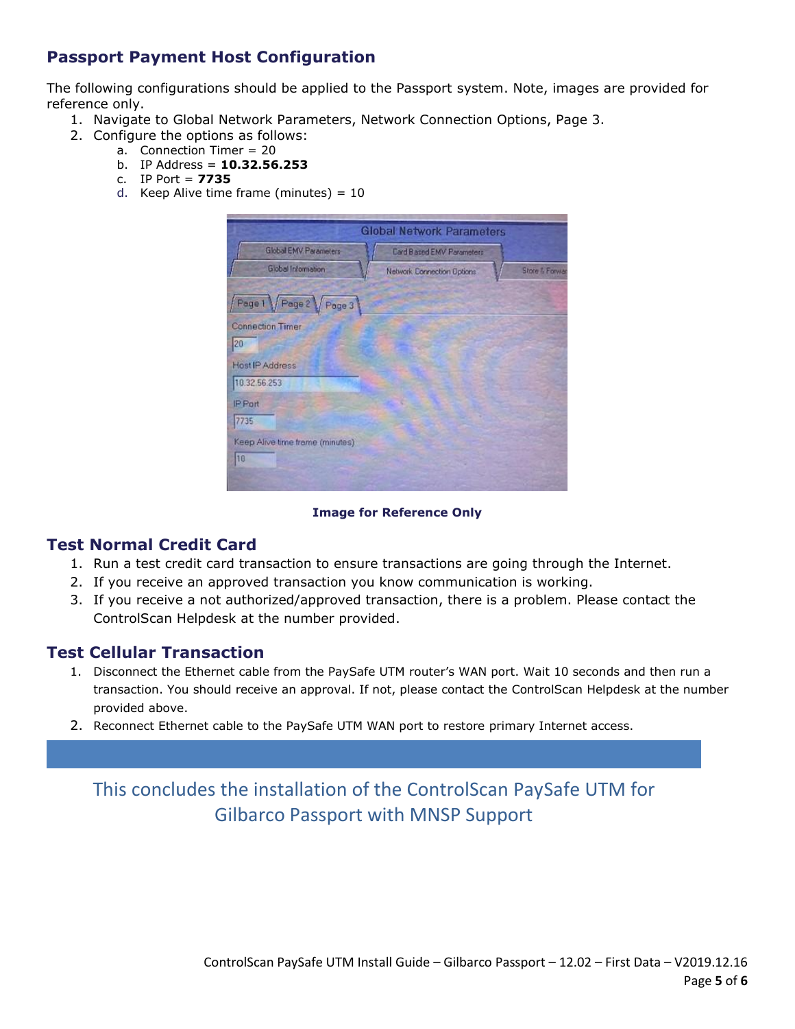## Passport Payment Host Configuration

The following configurations should be applied to the Passport system. Note, images are provided for reference only.

1. Navigate to Global Network Parameters, Network Connection Options, Page 3.
2. Configure the options as follows:
   a. Connection Timer = 20
   b. IP Address = **10.32.56.253**
   c. IP Port = **7735**
   d. Keep Alive time frame (minutes) = 10

**Image for Reference Only**

## Test Normal Credit Card

1. Run a test credit card transaction to ensure transactions are going through the Internet.
2. If you receive an approved transaction you know communication is working.
3. If you receive a not authorized/approved transaction, there is a problem. Please contact the ControlScan Helpdesk at the number provided.

## Test Cellular Transaction

1. Disconnect the Ethernet cable from the PaySafe UTM router's WAN port. Wait 10 seconds and then run a transaction. You should receive an approval. If not, please contact the ControlScan Helpdesk at the number provided above.
2. Reconnect Ethernet cable to the PaySafe UTM WAN port to restore primary Internet access.

This concludes the installation of the ControlScan PaySafe UTM for Gilbarco Passport with MNSP Support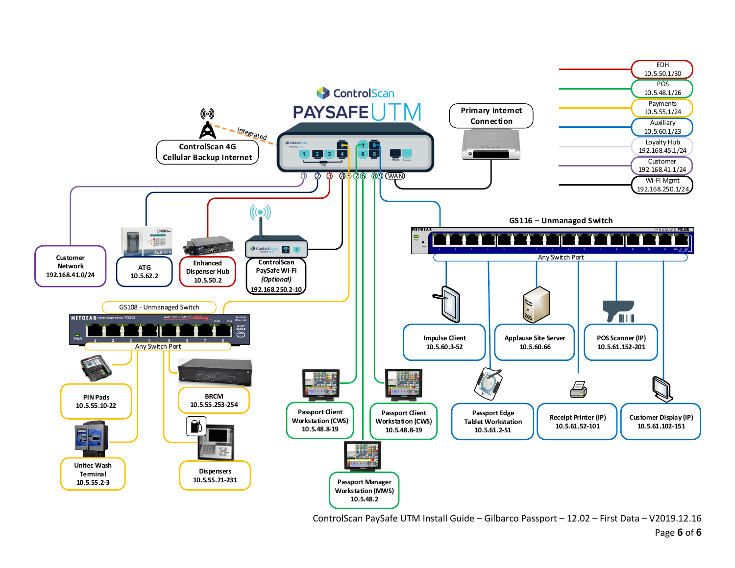ControlScan

PAYSAFE UTM

Primary Internet Connection

ControlScan 4G Cellular Backup Internet

Integrated

EDH
10.5.50.1/30

POS
10.5.48.1/26

Payments
10.5.55.1/24

Auxiliary
10.5.60.1/23

Loyalty Hub
192.168.45.1/24

Customer
192.168.41.1/24

Wi-Fi Mgmt
192.168.250.1/24

① ② ③ ④ 5 ⑦ ⑥ ⑧ ⑨ WAN

Customer Network
192.168.41.0/24

ATG
10.5.62.2

Enhanced Dispenser Hub
10.5.50.2

ControlScan PaySafe Wi-Fi
*(Optional)*
192.168.250.2-10

GS116 – Unmanaged Switch

Any Switch Port

Impulse Client
10.5.60.3-52

Applause Site Server
10.5.60.66

POS Scanner (IP)
10.5.61.152-201

Passport Edge Tablet Workstation
10.5.61.2-51

Receipt Printer (IP)
10.5.61.52-101

Customer Display (IP)
10.5.61.102-151

GS108 - Unmanaged Switch

Any Switch Port

PIN Pads
10.5.55.10-22

BRCM
10.5.55.253-254

Unitec Wash Terminal
10.5.55.2-3

Dispensers
10.5.55.71-231

Passport Client Workstation (CWS)
10.5.48.8-19

Passport Client Workstation (CWS)
10.5.48.8-19

Passport Manager Workstation (MWS)
10.5.48.2

ControlScan PaySafe UTM Install Guide – Gilbarco Passport – 12.02 – First Data – V2019.12.16